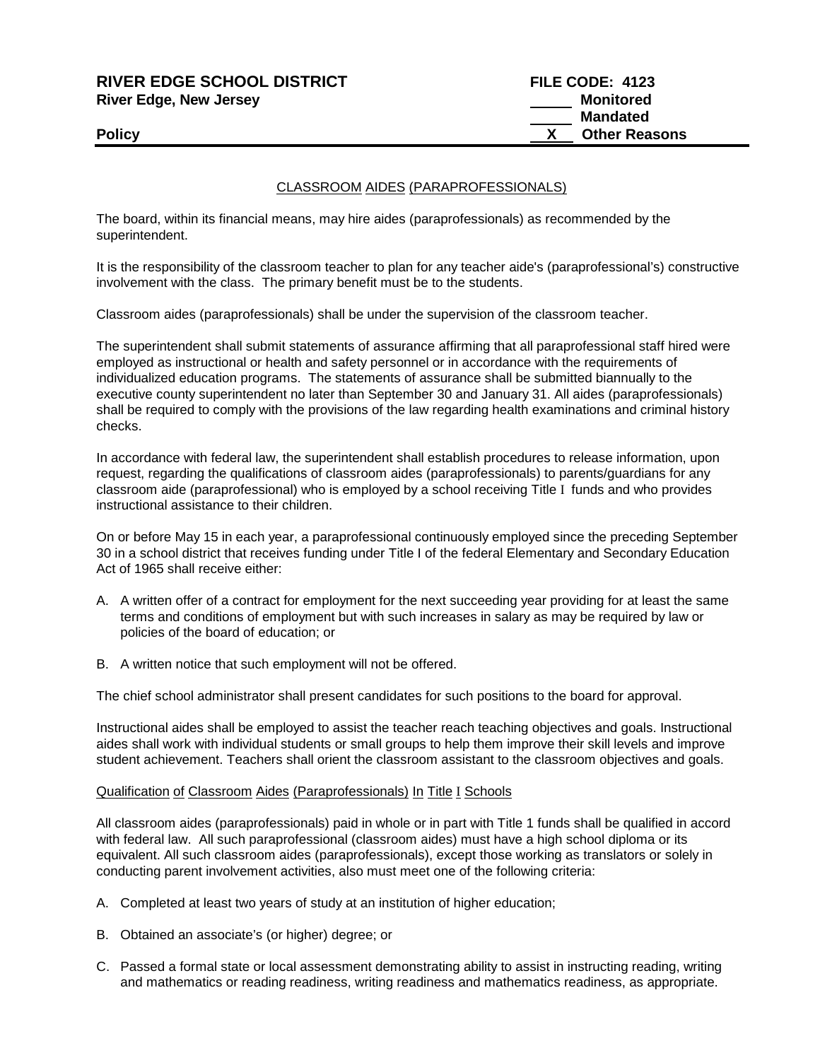**RIVER EDGE SCHOOL DISTRICT** | **FILE CODE: 4123**
**River Edge, New Jersey**

_____ **Monitored**
_____ **Mandated**
**Policy** __X__ **Other Reasons**

## CLASSROOM AIDES (PARAPROFESSIONALS)

The board, within its financial means, may hire aides (paraprofessionals) as recommended by the superintendent.

It is the responsibility of the classroom teacher to plan for any teacher aide's (paraprofessional's) constructive involvement with the class. The primary benefit must be to the students.

Classroom aides (paraprofessionals) shall be under the supervision of the classroom teacher.

The superintendent shall submit statements of assurance affirming that all paraprofessional staff hired were employed as instructional or health and safety personnel or in accordance with the requirements of individualized education programs. The statements of assurance shall be submitted biannually to the executive county superintendent no later than September 30 and January 31. All aides (paraprofessionals) shall be required to comply with the provisions of the law regarding health examinations and criminal history checks.

In accordance with federal law, the superintendent shall establish procedures to release information, upon request, regarding the qualifications of classroom aides (paraprofessionals) to parents/guardians for any classroom aide (paraprofessional) who is employed by a school receiving Title I funds and who provides instructional assistance to their children.

On or before May 15 in each year, a paraprofessional continuously employed since the preceding September 30 in a school district that receives funding under Title I of the federal Elementary and Secondary Education Act of 1965 shall receive either:

A. A written offer of a contract for employment for the next succeeding year providing for at least the same terms and conditions of employment but with such increases in salary as may be required by law or policies of the board of education; or

B. A written notice that such employment will not be offered.

The chief school administrator shall present candidates for such positions to the board for approval.

Instructional aides shall be employed to assist the teacher reach teaching objectives and goals. Instructional aides shall work with individual students or small groups to help them improve their skill levels and improve student achievement. Teachers shall orient the classroom assistant to the classroom objectives and goals.

### Qualification of Classroom Aides (Paraprofessionals) In Title I Schools

All classroom aides (paraprofessionals) paid in whole or in part with Title 1 funds shall be qualified in accord with federal law. All such paraprofessional (classroom aides) must have a high school diploma or its equivalent. All such classroom aides (paraprofessionals), except those working as translators or solely in conducting parent involvement activities, also must meet one of the following criteria:

A. Completed at least two years of study at an institution of higher education;

B. Obtained an associate's (or higher) degree; or

C. Passed a formal state or local assessment demonstrating ability to assist in instructing reading, writing and mathematics or reading readiness, writing readiness and mathematics readiness, as appropriate.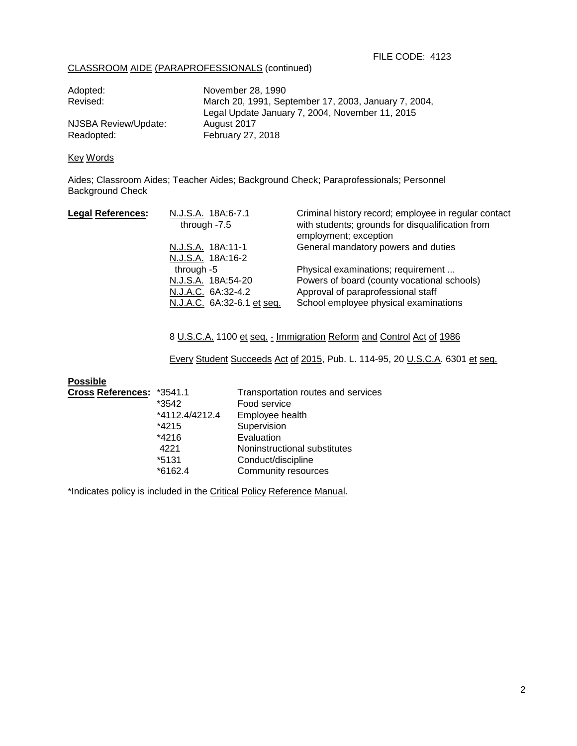FILE CODE: 4123

CLASSROOM AIDE (PARAPROFESSIONALS (continued)

| | |
|---|---|
| Adopted: | November 28, 1990 |
| Revised: | March 20, 1991, September 17, 2003, January 7, 2004, Legal Update January 7, 2004, November 11, 2015 |
| NJSBA Review/Update: | August 2017 |
| Readopted: | February 27, 2018 |

Key Words

Aides; Classroom Aides; Teacher Aides; Background Check; Paraprofessionals; Personnel Background Check

**Legal References:**

| | |
|---|---|
| N.J.S.A. 18A:6-7.1 through -7.5 | Criminal history record; employee in regular contact with students; grounds for disqualification from employment; exception |
| N.J.S.A. 18A:11-1 | General mandatory powers and duties |
| N.J.S.A. 18A:16-2 through -5 | Physical examinations; requirement ... |
| N.J.S.A. 18A:54-20 | Powers of board (county vocational schools) |
| N.J.A.C. 6A:32-4.2 | Approval of paraprofessional staff |
| N.J.A.C. 6A:32-6.1 et seq. | School employee physical examinations |

8 U.S.C.A. 1100 et seq. - Immigration Reform and Control Act of 1986

Every Student Succeeds Act of 2015, Pub. L. 114-95, 20 U.S.C.A. 6301 et seq.

**Possible Cross References:**

| | |
|---|---|
| *3541.1 | Transportation routes and services |
| *3542 | Food service |
| *4112.4/4212.4 | Employee health |
| *4215 | Supervision |
| *4216 | Evaluation |
| 4221 | Noninstructional substitutes |
| *5131 | Conduct/discipline |
| *6162.4 | Community resources |

*Indicates policy is included in the Critical Policy Reference Manual.